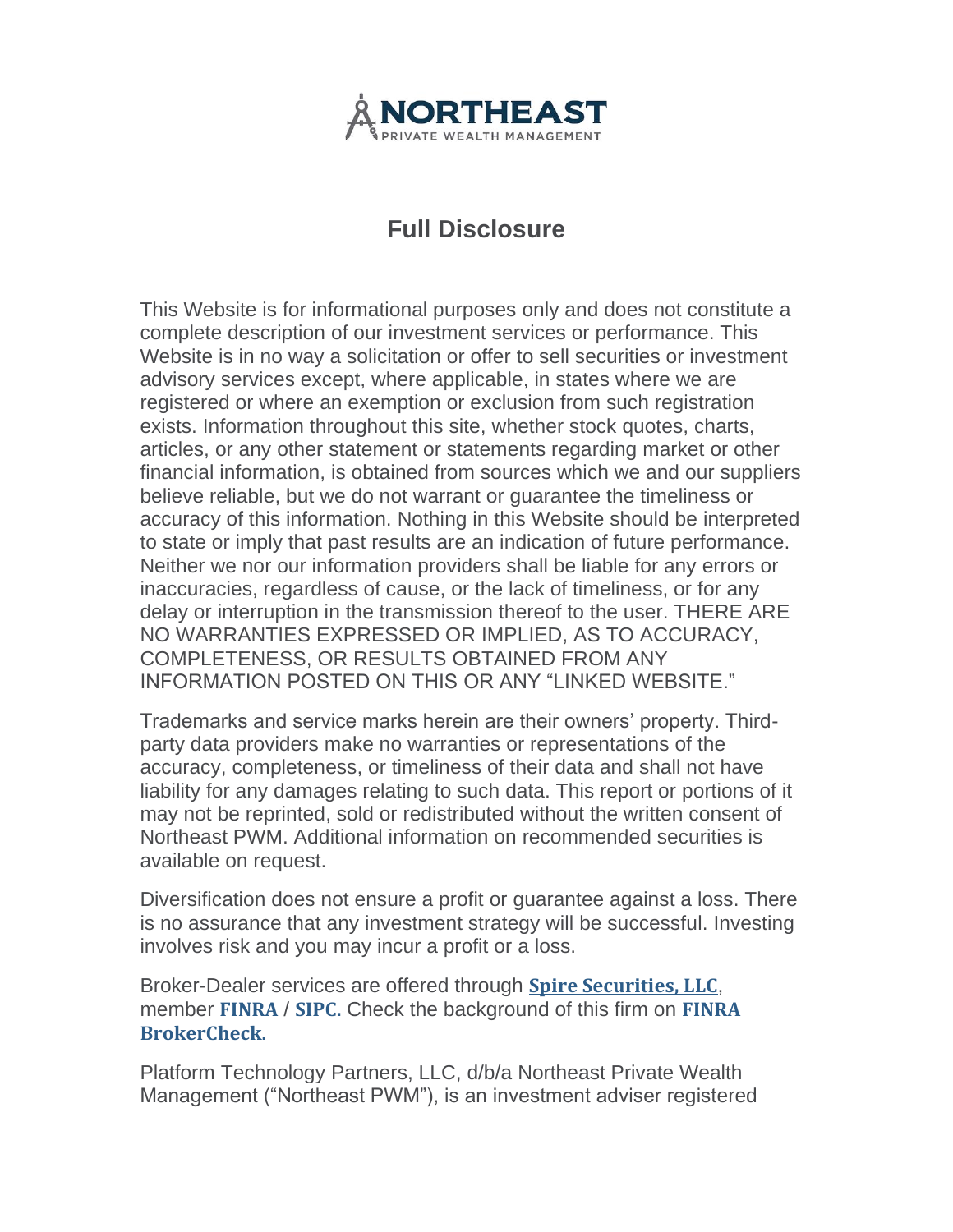NORTHEAST
PRIVATE WEALTH MANAGEMENT

# Full Disclosure

This Website is for informational purposes only and does not constitute a complete description of our investment services or performance. This Website is in no way a solicitation or offer to sell securities or investment advisory services except, where applicable, in states where we are registered or where an exemption or exclusion from such registration exists. Information throughout this site, whether stock quotes, charts, articles, or any other statement or statements regarding market or other financial information, is obtained from sources which we and our suppliers believe reliable, but we do not warrant or guarantee the timeliness or accuracy of this information. Nothing in this Website should be interpreted to state or imply that past results are an indication of future performance. Neither we nor our information providers shall be liable for any errors or inaccuracies, regardless of cause, or the lack of timeliness, or for any delay or interruption in the transmission thereof to the user. THERE ARE NO WARRANTIES EXPRESSED OR IMPLIED, AS TO ACCURACY, COMPLETENESS, OR RESULTS OBTAINED FROM ANY INFORMATION POSTED ON THIS OR ANY "LINKED WEBSITE."

Trademarks and service marks herein are their owners' property. Third-party data providers make no warranties or representations of the accuracy, completeness, or timeliness of their data and shall not have liability for any damages relating to such data. This report or portions of it may not be reprinted, sold or redistributed without the written consent of Northeast PWM. Additional information on recommended securities is available on request.

Diversification does not ensure a profit or guarantee against a loss. There is no assurance that any investment strategy will be successful. Investing involves risk and you may incur a profit or a loss.

Broker-Dealer services are offered through **Spire Securities, LLC**, member **FINRA** / **SIPC.** Check the background of this firm on **FINRA BrokerCheck.**

Platform Technology Partners, LLC, d/b/a Northeast Private Wealth Management ("Northeast PWM"), is an investment adviser registered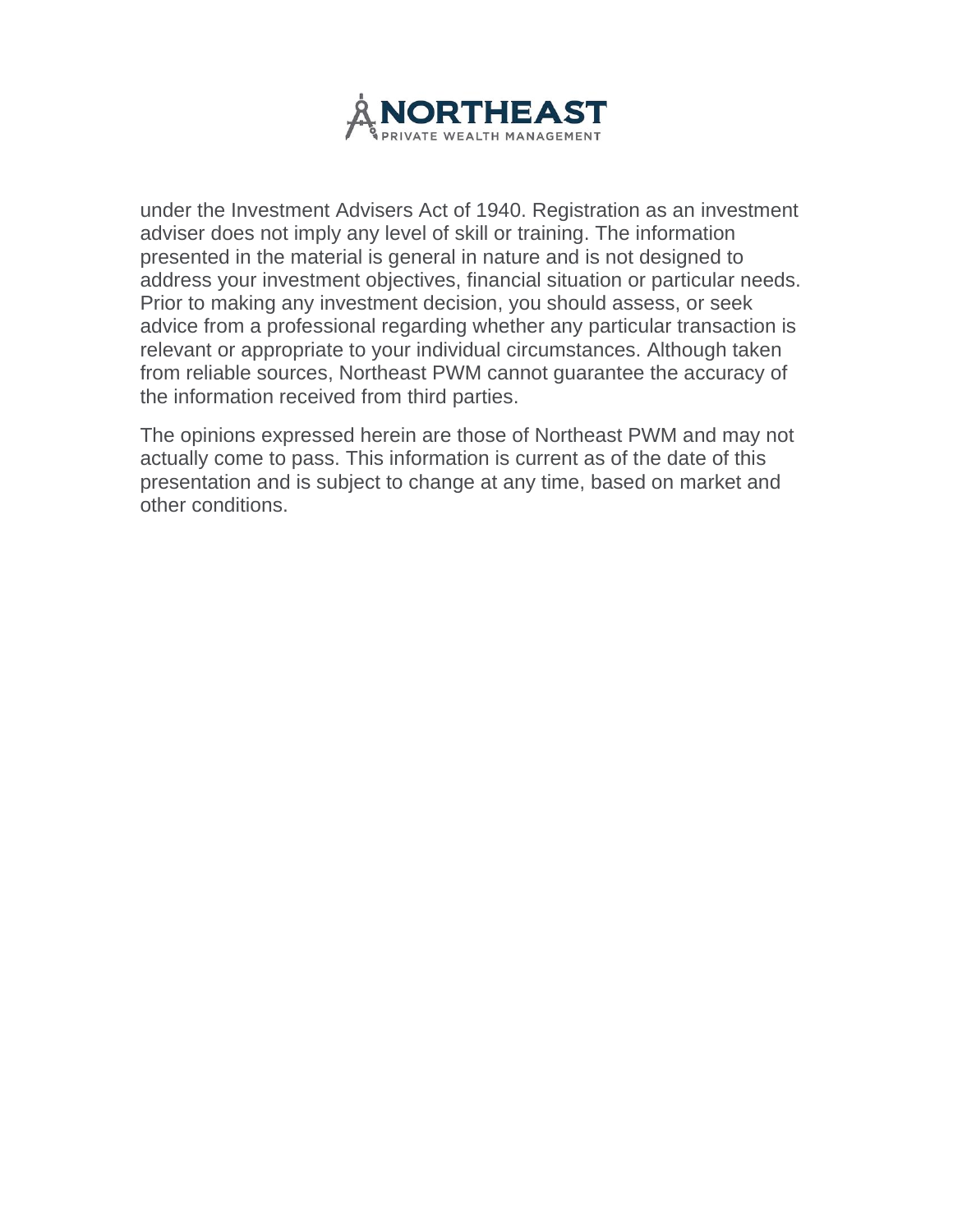under the Investment Advisers Act of 1940. Registration as an investment adviser does not imply any level of skill or training. The information presented in the material is general in nature and is not designed to address your investment objectives, financial situation or particular needs. Prior to making any investment decision, you should assess, or seek advice from a professional regarding whether any particular transaction is relevant or appropriate to your individual circumstances. Although taken from reliable sources, Northeast PWM cannot guarantee the accuracy of the information received from third parties.

The opinions expressed herein are those of Northeast PWM and may not actually come to pass. This information is current as of the date of this presentation and is subject to change at any time, based on market and other conditions.